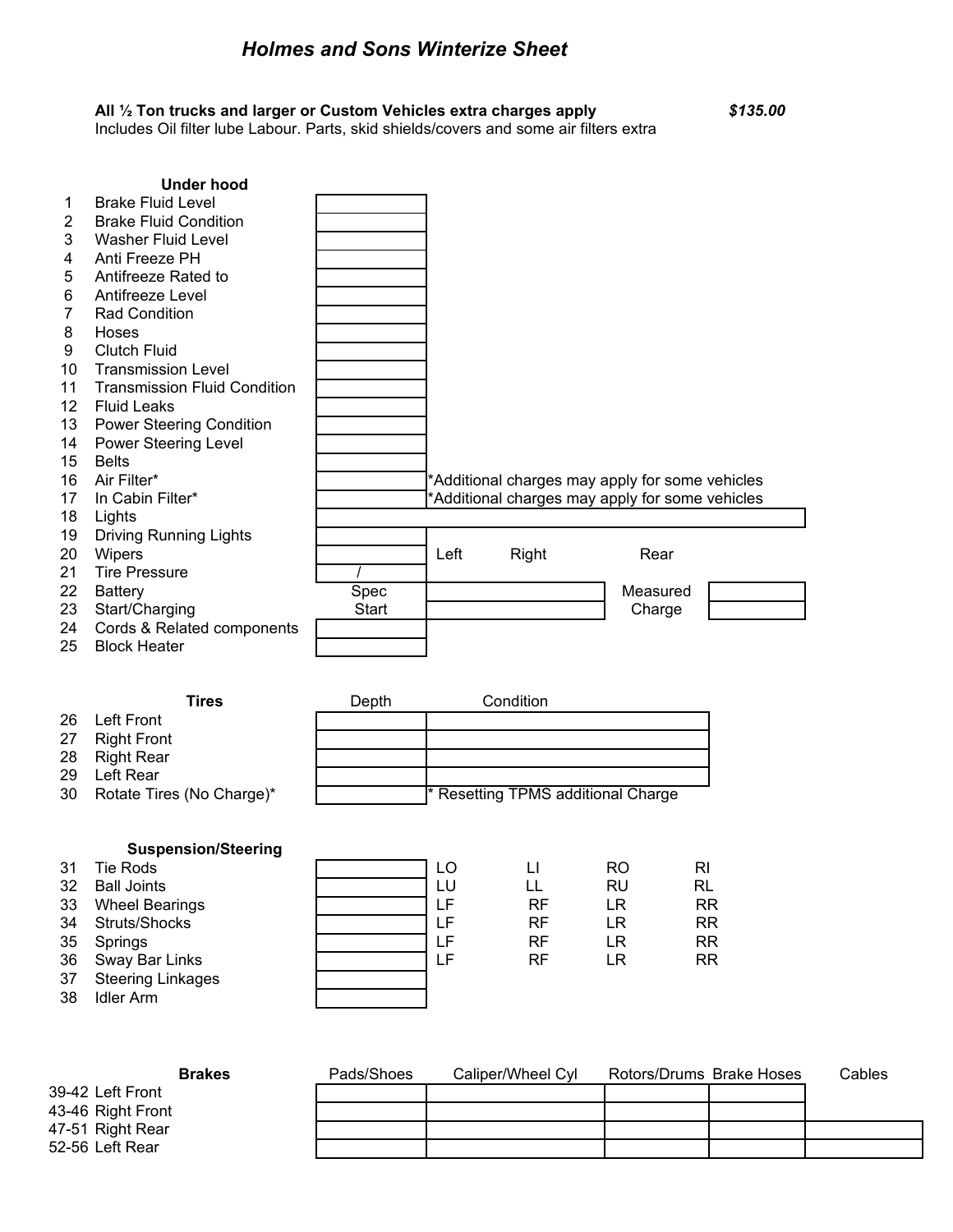# *Holmes and Sons Winterize Sheet*

**All ½ Ton trucks and larger or Custom Vehicles extra charges apply** ***$135.00***

Includes Oil filter lube Labour. Parts, skid shields/covers and some air filters extra

| | **Under hood** | | | | |
|---|---|---|---|---|---|
| 1 | Brake Fluid Level | | | | |
| 2 | Brake Fluid Condition | | | | |
| 3 | Washer Fluid Level | | | | |
| 4 | Anti Freeze PH | | | | |
| 5 | Antifreeze Rated to | | | | |
| 6 | Antifreeze Level | | | | |
| 7 | Rad Condition | | | | |
| 8 | Hoses | | | | |
| 9 | Clutch Fluid | | | | |
| 10 | Transmission Level | | | | |
| 11 | Transmission Fluid Condition | | | | |
| 12 | Fluid Leaks | | | | |
| 13 | Power Steering Condition | | | | |
| 14 | Power Steering Level | | | | |
| 15 | Belts | | | | |
| 16 | Air Filter* | | *Additional charges may apply for some vehicles | | |
| 17 | In Cabin Filter* | | *Additional charges may apply for some vehicles | | |
| 18 | Lights | | | | |
| 19 | Driving Running Lights | | | | |
| 20 | Wipers | | Left Right | Rear | |
| 21 | Tire Pressure | / | | | |
| 22 | Battery | Spec | | Measured | |
| 23 | Start/Charging | Start | | Charge | |
| 24 | Cords & Related components | | | | |
| 25 | Block Heater | | | | |

| | **Tires** | Depth | Condition |
|---|---|---|---|
| 26 | Left Front | | |
| 27 | Right Front | | |
| 28 | Right Rear | | |
| 29 | Left Rear | | |
| 30 | Rotate Tires (No Charge)* | | * Resetting TPMS additional Charge |

| | **Suspension/Steering** | | | | | |
|---|---|---|---|---|---|---|
| 31 | Tie Rods | | LO | LI | RO | RI |
| 32 | Ball Joints | | LU | LL | RU | RL |
| 33 | Wheel Bearings | | LF | RF | LR | RR |
| 34 | Struts/Shocks | | LF | RF | LR | RR |
| 35 | Springs | | LF | RF | LR | RR |
| 36 | Sway Bar Links | | LF | RF | LR | RR |
| 37 | Steering Linkages | | | | | |
| 38 | Idler Arm | | | | | |

| | **Brakes** | Pads/Shoes | Caliper/Wheel Cyl | Rotors/Drums | Brake Hoses | Cables |
|---|---|---|---|---|---|---|
| 39-42 | Left Front | | | | | |
| 43-46 | Right Front | | | | | |
| 47-51 | Right Rear | | | | | |
| 52-56 | Left Rear | | | | | |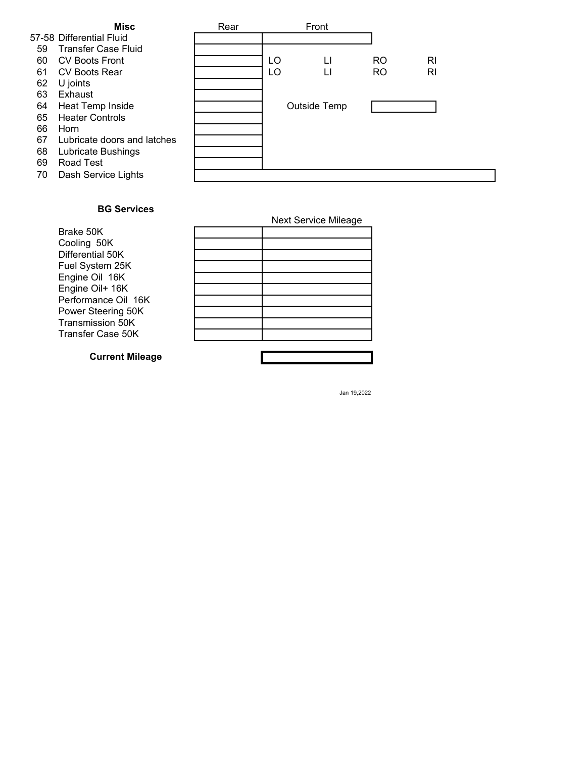| Misc | | Rear | Front | | | |
| --- | --- | --- | --- | --- | --- | --- |
| 57-58 | Differential Fluid | | | | | |
| 59 | Transfer Case Fluid | | | | | |
| 60 | CV Boots Front | | LO | LI | RO | RI |
| 61 | CV Boots Rear | | LO | LI | RO | RI |
| 62 | U joints | | | | | |
| 63 | Exhaust | | | | | |
| 64 | Heat Temp Inside | | Outside Temp | | | |
| 65 | Heater Controls | | | | | |
| 66 | Horn | | | | | |
| 67 | Lubricate doors and latches | | | | | |
| 68 | Lubricate Bushings | | | | | |
| 69 | Road Test | | | | | |
| 70 | Dash Service Lights | | | | | |

**BG Services**

| | | Next Service Mileage |
| --- | --- | --- |
| Brake 50K | | |
| Cooling 50K | | |
| Differential 50K | | |
| Fuel System 25K | | |
| Engine Oil 16K | | |
| Engine Oil+ 16K | | |
| Performance Oil 16K | | |
| Power Steering 50K | | |
| Transmission 50K | | |
| Transfer Case 50K | | |

**Current Mileage**

Jan 19,2022